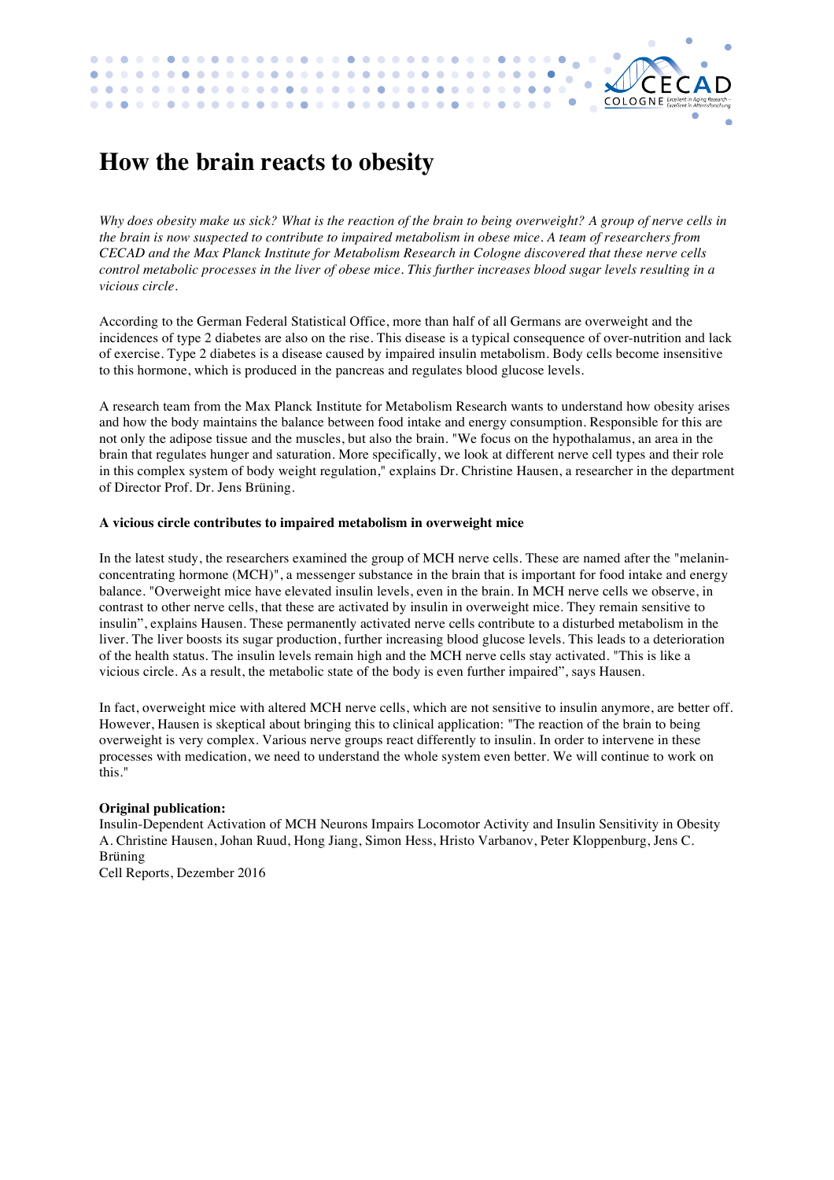# How the brain reacts to obesity

*Why does obesity make us sick? What is the reaction of the brain to being overweight? A group of nerve cells in the brain is now suspected to contribute to impaired metabolism in obese mice. A team of researchers from CECAD and the Max Planck Institute for Metabolism Research in Cologne discovered that these nerve cells control metabolic processes in the liver of obese mice. This further increases blood sugar levels resulting in a vicious circle.*

According to the German Federal Statistical Office, more than half of all Germans are overweight and the incidences of type 2 diabetes are also on the rise. This disease is a typical consequence of over-nutrition and lack of exercise. Type 2 diabetes is a disease caused by impaired insulin metabolism. Body cells become insensitive to this hormone, which is produced in the pancreas and regulates blood glucose levels.

A research team from the Max Planck Institute for Metabolism Research wants to understand how obesity arises and how the body maintains the balance between food intake and energy consumption. Responsible for this are not only the adipose tissue and the muscles, but also the brain. "We focus on the hypothalamus, an area in the brain that regulates hunger and saturation. More specifically, we look at different nerve cell types and their role in this complex system of body weight regulation," explains Dr. Christine Hausen, a researcher in the department of Director Prof. Dr. Jens Brüning.

**A vicious circle contributes to impaired metabolism in overweight mice**

In the latest study, the researchers examined the group of MCH nerve cells. These are named after the "melanin-concentrating hormone (MCH)", a messenger substance in the brain that is important for food intake and energy balance. "Overweight mice have elevated insulin levels, even in the brain. In MCH nerve cells we observe, in contrast to other nerve cells, that these are activated by insulin in overweight mice. They remain sensitive to insulin", explains Hausen. These permanently activated nerve cells contribute to a disturbed metabolism in the liver. The liver boosts its sugar production, further increasing blood glucose levels. This leads to a deterioration of the health status. The insulin levels remain high and the MCH nerve cells stay activated. "This is like a vicious circle. As a result, the metabolic state of the body is even further impaired", says Hausen.

In fact, overweight mice with altered MCH nerve cells, which are not sensitive to insulin anymore, are better off. However, Hausen is skeptical about bringing this to clinical application: "The reaction of the brain to being overweight is very complex. Various nerve groups react differently to insulin. In order to intervene in these processes with medication, we need to understand the whole system even better. We will continue to work on this."

**Original publication:**
Insulin-Dependent Activation of MCH Neurons Impairs Locomotor Activity and Insulin Sensitivity in Obesity
A. Christine Hausen, Johan Ruud, Hong Jiang, Simon Hess, Hristo Varbanov, Peter Kloppenburg, Jens C. Brüning
Cell Reports, Dezember 2016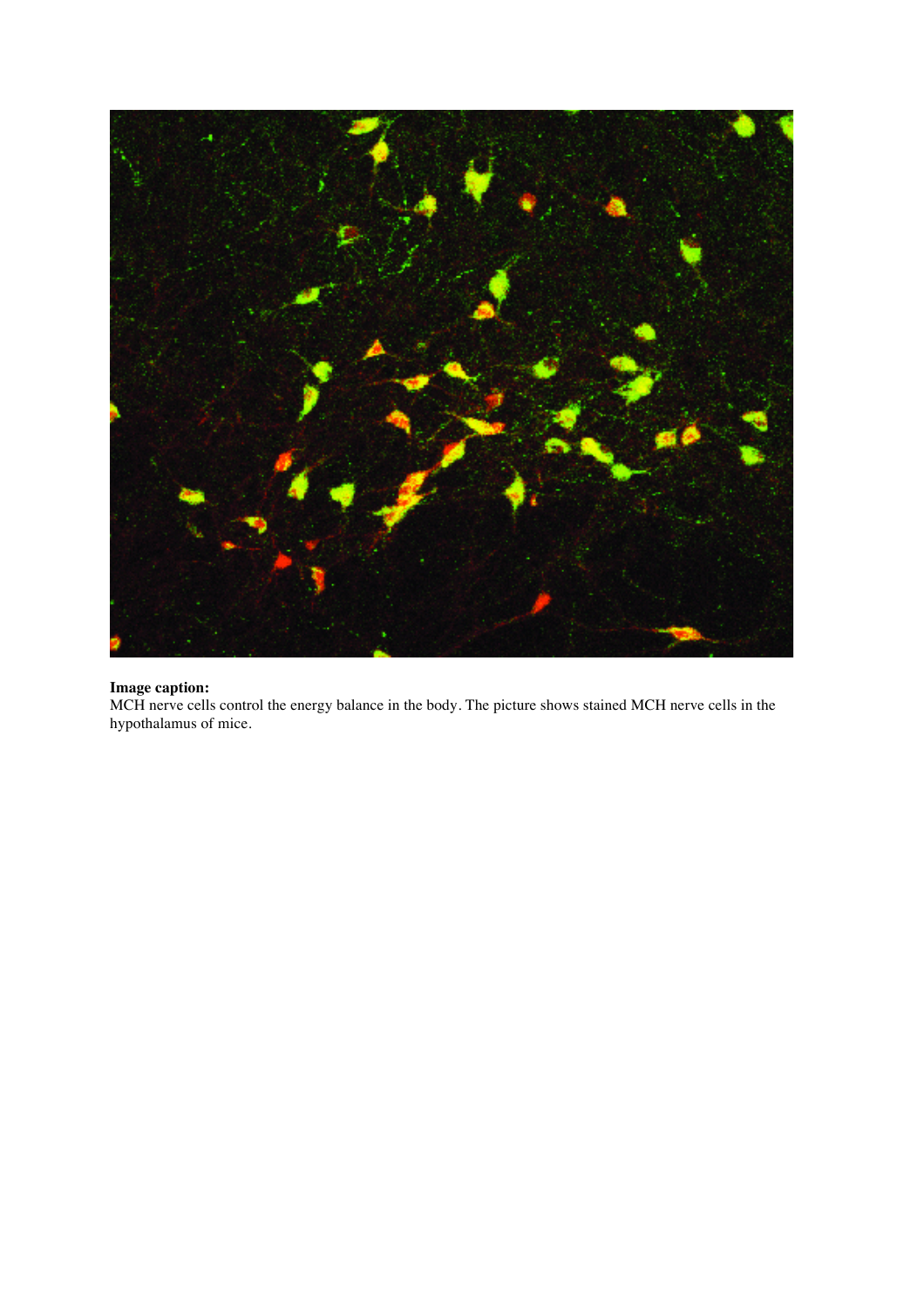**Image caption:**
MCH nerve cells control the energy balance in the body. The picture shows stained MCH nerve cells in the hypothalamus of mice.